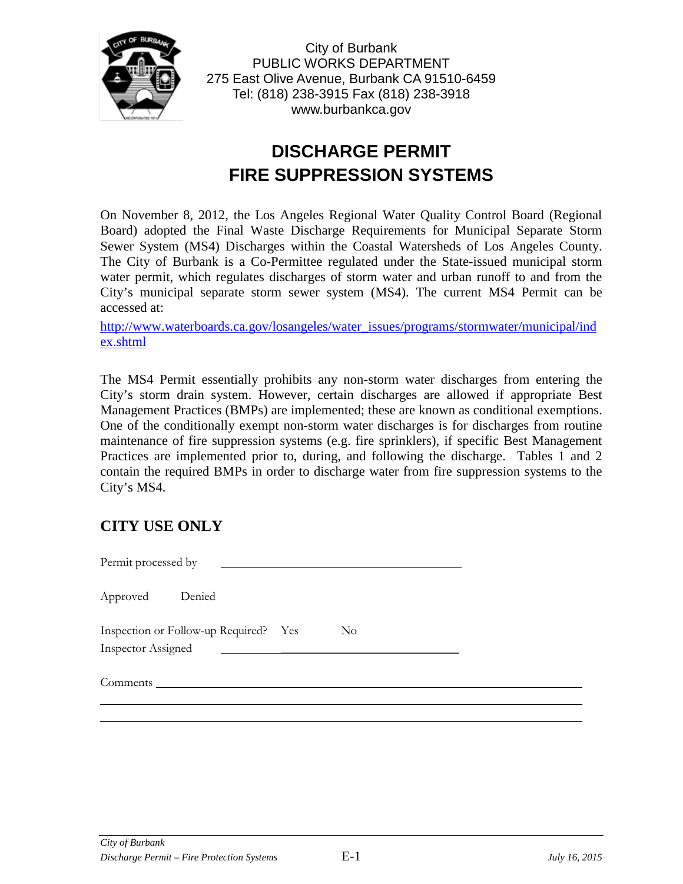City of Burbank
PUBLIC WORKS DEPARTMENT
275 East Olive Avenue, Burbank CA 91510-6459
Tel: (818) 238-3915 Fax (818) 238-3918
www.burbankca.gov

# DISCHARGE PERMIT
# FIRE SUPPRESSION SYSTEMS

On November 8, 2012, the Los Angeles Regional Water Quality Control Board (Regional Board) adopted the Final Waste Discharge Requirements for Municipal Separate Storm Sewer System (MS4) Discharges within the Coastal Watersheds of Los Angeles County. The City of Burbank is a Co-Permittee regulated under the State-issued municipal storm water permit, which regulates discharges of storm water and urban runoff to and from the City's municipal separate storm sewer system (MS4). The current MS4 Permit can be accessed at:

http://www.waterboards.ca.gov/losangeles/water_issues/programs/stormwater/municipal/index.shtml

The MS4 Permit essentially prohibits any non-storm water discharges from entering the City's storm drain system. However, certain discharges are allowed if appropriate Best Management Practices (BMPs) are implemented; these are known as conditional exemptions. One of the conditionally exempt non-storm water discharges is for discharges from routine maintenance of fire suppression systems (e.g. fire sprinklers), if specific Best Management Practices are implemented prior to, during, and following the discharge. Tables 1 and 2 contain the required BMPs in order to discharge water from fire suppression systems to the City's MS4.

## CITY USE ONLY

Permit processed by \_\_\_\_\_\_\_\_\_\_\_\_\_\_\_\_\_\_\_\_\_\_\_\_\_\_\_\_\_\_\_\_\_\_\_\_\_\_\_\_

Approved Denied

Inspection or Follow-up Required? Yes No

Inspector Assigned \_\_\_\_\_\_\_\_\_\_\_\_\_\_\_\_\_\_\_\_\_\_\_\_\_\_\_\_\_\_\_\_\_\_\_\_\_\_\_\_

Comments \_\_\_\_\_\_\_\_\_\_\_\_\_\_\_\_\_\_\_\_\_\_\_\_\_\_\_\_\_\_\_\_\_\_\_\_\_\_\_\_\_\_\_\_\_\_\_\_\_\_\_\_\_\_\_\_\_\_\_\_\_\_\_\_\_\_\_\_\_\_

\_\_\_\_\_\_\_\_\_\_\_\_\_\_\_\_\_\_\_\_\_\_\_\_\_\_\_\_\_\_\_\_\_\_\_\_\_\_\_\_\_\_\_\_\_\_\_\_\_\_\_\_\_\_\_\_\_\_\_\_\_\_\_\_\_\_\_\_\_\_\_\_\_\_\_\_\_\_

\_\_\_\_\_\_\_\_\_\_\_\_\_\_\_\_\_\_\_\_\_\_\_\_\_\_\_\_\_\_\_\_\_\_\_\_\_\_\_\_\_\_\_\_\_\_\_\_\_\_\_\_\_\_\_\_\_\_\_\_\_\_\_\_\_\_\_\_\_\_\_\_\_\_\_\_\_\_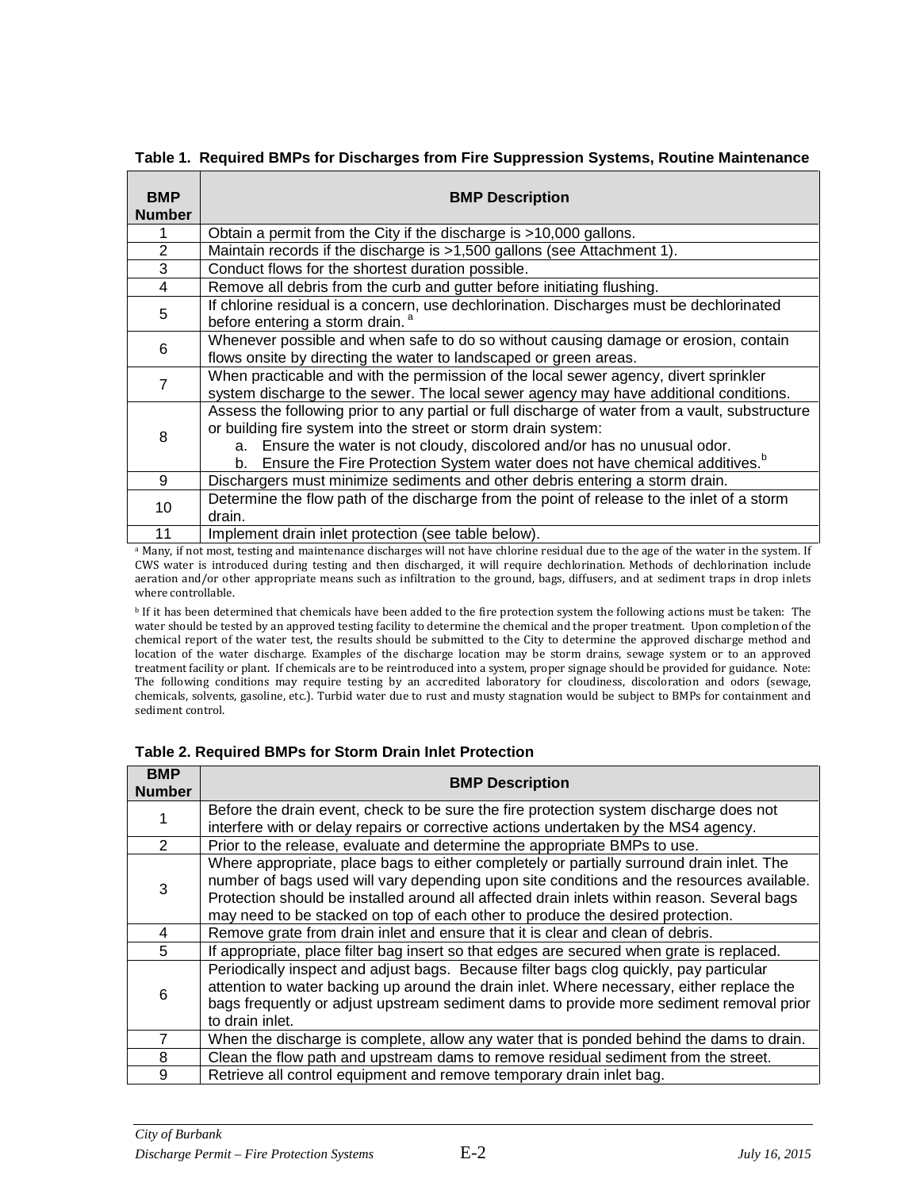**Table 1. Required BMPs for Discharges from Fire Suppression Systems, Routine Maintenance**

| BMP Number | BMP Description |
|---|---|
| 1 | Obtain a permit from the City if the discharge is >10,000 gallons. |
| 2 | Maintain records if the discharge is >1,500 gallons (see Attachment 1). |
| 3 | Conduct flows for the shortest duration possible. |
| 4 | Remove all debris from the curb and gutter before initiating flushing. |
| 5 | If chlorine residual is a concern, use dechlorination. Discharges must be dechlorinated before entering a storm drain. [a] |
| 6 | Whenever possible and when safe to do so without causing damage or erosion, contain flows onsite by directing the water to landscaped or green areas. |
| 7 | When practicable and with the permission of the local sewer agency, divert sprinkler system discharge to the sewer. The local sewer agency may have additional conditions. |
| 8 | Assess the following prior to any partial or full discharge of water from a vault, substructure or building fire system into the street or storm drain system:<br>a. Ensure the water is not cloudy, discolored and/or has no unusual odor.<br>b. Ensure the Fire Protection System water does not have chemical additives.[b] |
| 9 | Dischargers must minimize sediments and other debris entering a storm drain. |
| 10 | Determine the flow path of the discharge from the point of release to the inlet of a storm drain. |
| 11 | Implement drain inlet protection (see table below). |

[a] Many, if not most, testing and maintenance discharges will not have chlorine residual due to the age of the water in the system. If CWS water is introduced during testing and then discharged, it will require dechlorination. Methods of dechlorination include aeration and/or other appropriate means such as infiltration to the ground, bags, diffusers, and at sediment traps in drop inlets where controllable.

[b] If it has been determined that chemicals have been added to the fire protection system the following actions must be taken: The water should be tested by an approved testing facility to determine the chemical and the proper treatment. Upon completion of the chemical report of the water test, the results should be submitted to the City to determine the approved discharge method and location of the water discharge. Examples of the discharge location may be storm drains, sewage system or to an approved treatment facility or plant. If chemicals are to be reintroduced into a system, proper signage should be provided for guidance. Note: The following conditions may require testing by an accredited laboratory for cloudiness, discoloration and odors (sewage, chemicals, solvents, gasoline, etc.). Turbid water due to rust and musty stagnation would be subject to BMPs for containment and sediment control.

**Table 2. Required BMPs for Storm Drain Inlet Protection**

| BMP Number | BMP Description |
|---|---|
| 1 | Before the drain event, check to be sure the fire protection system discharge does not interfere with or delay repairs or corrective actions undertaken by the MS4 agency. |
| 2 | Prior to the release, evaluate and determine the appropriate BMPs to use. |
| 3 | Where appropriate, place bags to either completely or partially surround drain inlet. The number of bags used will vary depending upon site conditions and the resources available. Protection should be installed around all affected drain inlets within reason. Several bags may need to be stacked on top of each other to produce the desired protection. |
| 4 | Remove grate from drain inlet and ensure that it is clear and clean of debris. |
| 5 | If appropriate, place filter bag insert so that edges are secured when grate is replaced. |
| 6 | Periodically inspect and adjust bags. Because filter bags clog quickly, pay particular attention to water backing up around the drain inlet. Where necessary, either replace the bags frequently or adjust upstream sediment dams to provide more sediment removal prior to drain inlet. |
| 7 | When the discharge is complete, allow any water that is ponded behind the dams to drain. |
| 8 | Clean the flow path and upstream dams to remove residual sediment from the street. |
| 9 | Retrieve all control equipment and remove temporary drain inlet bag. |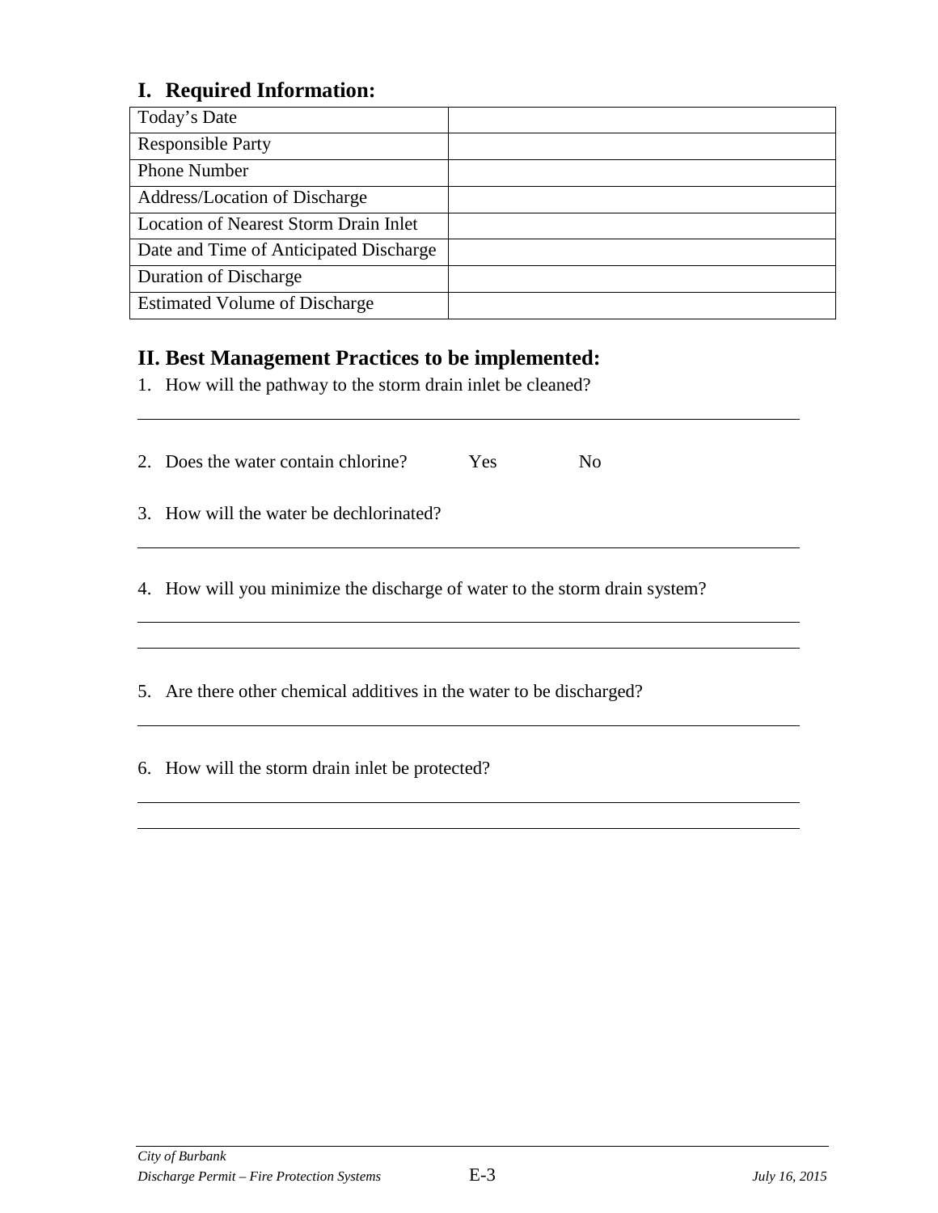## I. Required Information:

| Field | Value |
| --- | --- |
| Today's Date | |
| Responsible Party | |
| Phone Number | |
| Address/Location of Discharge | |
| Location of Nearest Storm Drain Inlet | |
| Date and Time of Anticipated Discharge | |
| Duration of Discharge | |
| Estimated Volume of Discharge | |

## II. Best Management Practices to be implemented:

1. How will the pathway to the storm drain inlet be cleaned?

   ______________________________________________________________________

2. Does the water contain chlorine? Yes No

3. How will the water be dechlorinated?

   ______________________________________________________________________

4. How will you minimize the discharge of water to the storm drain system?

   ______________________________________________________________________

   ______________________________________________________________________

5. Are there other chemical additives in the water to be discharged?

   ______________________________________________________________________

6. How will the storm drain inlet be protected?

   ______________________________________________________________________

   ______________________________________________________________________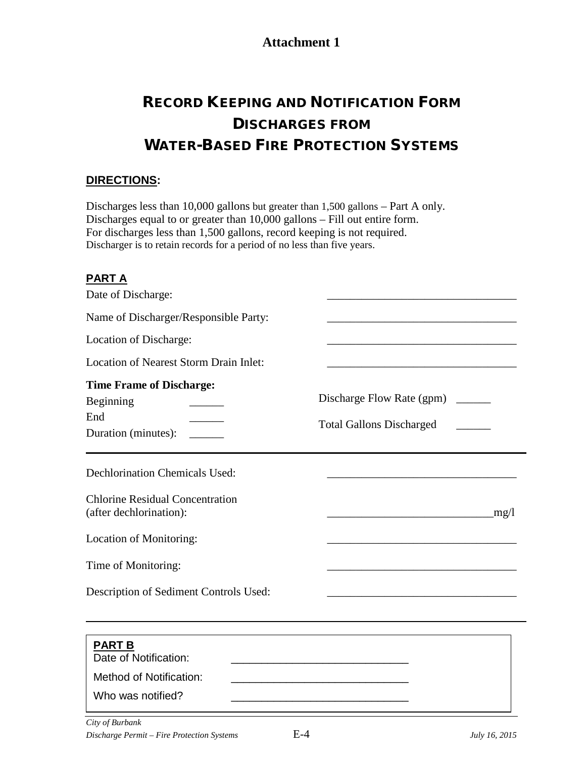**Attachment 1**

# RECORD KEEPING AND NOTIFICATION FORM
# DISCHARGES FROM
# WATER-BASED FIRE PROTECTION SYSTEMS

**DIRECTIONS:**

Discharges less than 10,000 gallons but greater than 1,500 gallons – Part A only.
Discharges equal to or greater than 10,000 gallons – Fill out entire form.
For discharges less than 1,500 gallons, record keeping is not required.
Discharger is to retain records for a period of no less than five years.

**PART A**

Date of Discharge: ________________________________

Name of Discharger/Responsible Party: ________________________________

Location of Discharge: ________________________________

Location of Nearest Storm Drain Inlet: ________________________________

**Time Frame of Discharge:**

Beginning ______

End ______

Duration (minutes): ______

Discharge Flow Rate (gpm) ______

Total Gallons Discharged ______

---

Dechlorination Chemicals Used: ________________________________

Chlorine Residual Concentration (after dechlorination): ____________________________mg/l

Location of Monitoring: ________________________________

Time of Monitoring: ________________________________

Description of Sediment Controls Used: ________________________________

---

**PART B**

Date of Notification: ____________________________

Method of Notification: ____________________________

Who was notified? ____________________________